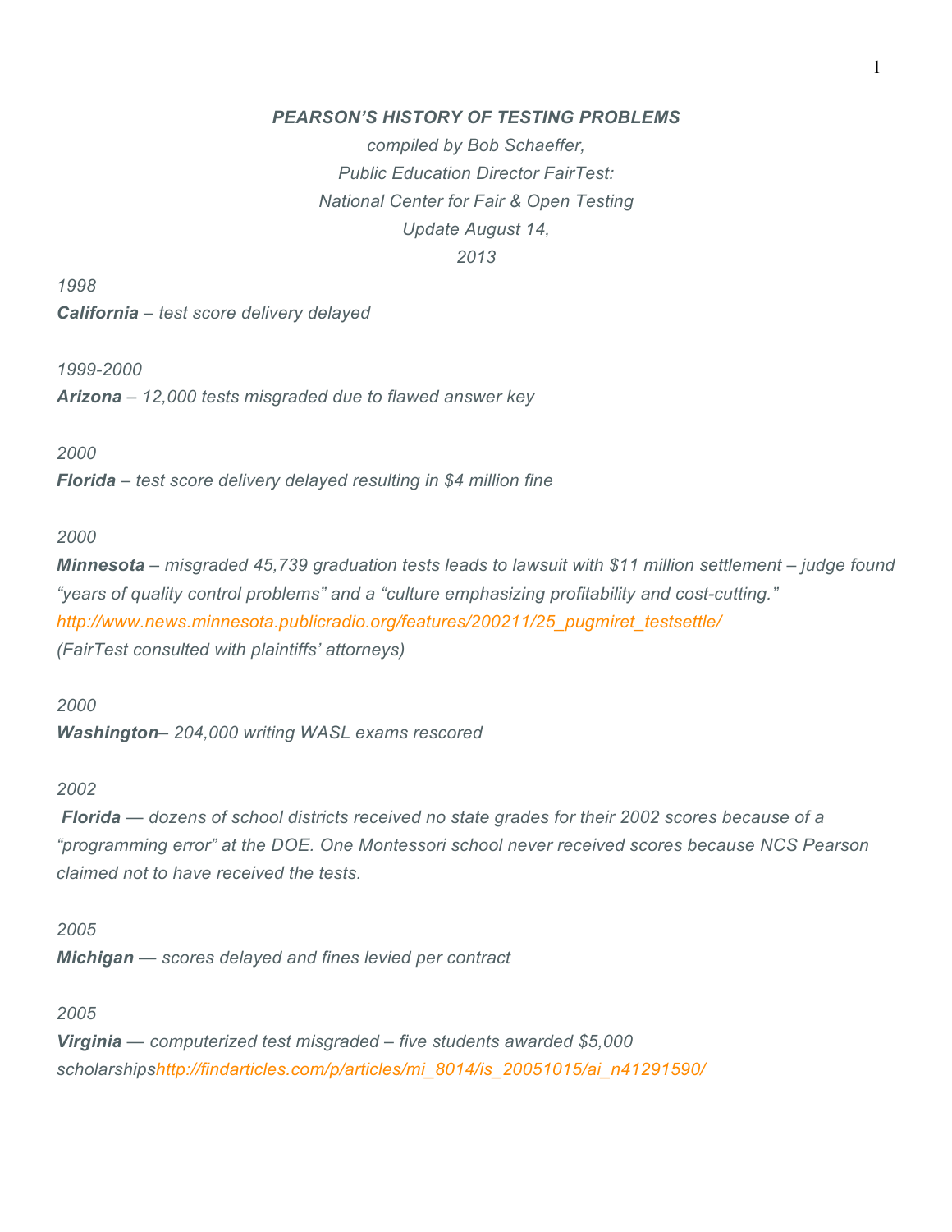***PEARSON'S HISTORY OF TESTING PROBLEMS***

*compiled by Bob Schaeffer,*
*Public Education Director FairTest:*
*National Center for Fair & Open Testing*
*Update August 14,*
*2013*

*1998*
***California** – test score delivery delayed*

*1999-2000*
***Arizona** – 12,000 tests misgraded due to flawed answer key*

*2000*
***Florida** – test score delivery delayed resulting in $4 million fine*

*2000*
***Minnesota** – misgraded 45,739 graduation tests leads to lawsuit with $11 million settlement – judge found "years of quality control problems" and a "culture emphasizing profitability and cost-cutting."*
*http://www.news.minnesota.publicradio.org/features/200211/25_pugmiret_testsettle/*
*(FairTest consulted with plaintiffs' attorneys)*

*2000*
***Washington**– 204,000 writing WASL exams rescored*

*2002*
***Florida** — dozens of school districts received no state grades for their 2002 scores because of a "programming error" at the DOE. One Montessori school never received scores because NCS Pearson claimed not to have received the tests.*

*2005*
***Michigan** — scores delayed and fines levied per contract*

*2005*
***Virginia** — computerized test misgraded – five students awarded $5,000 scholarships http://findarticles.com/p/articles/mi_8014/is_20051015/ai_n41291590/*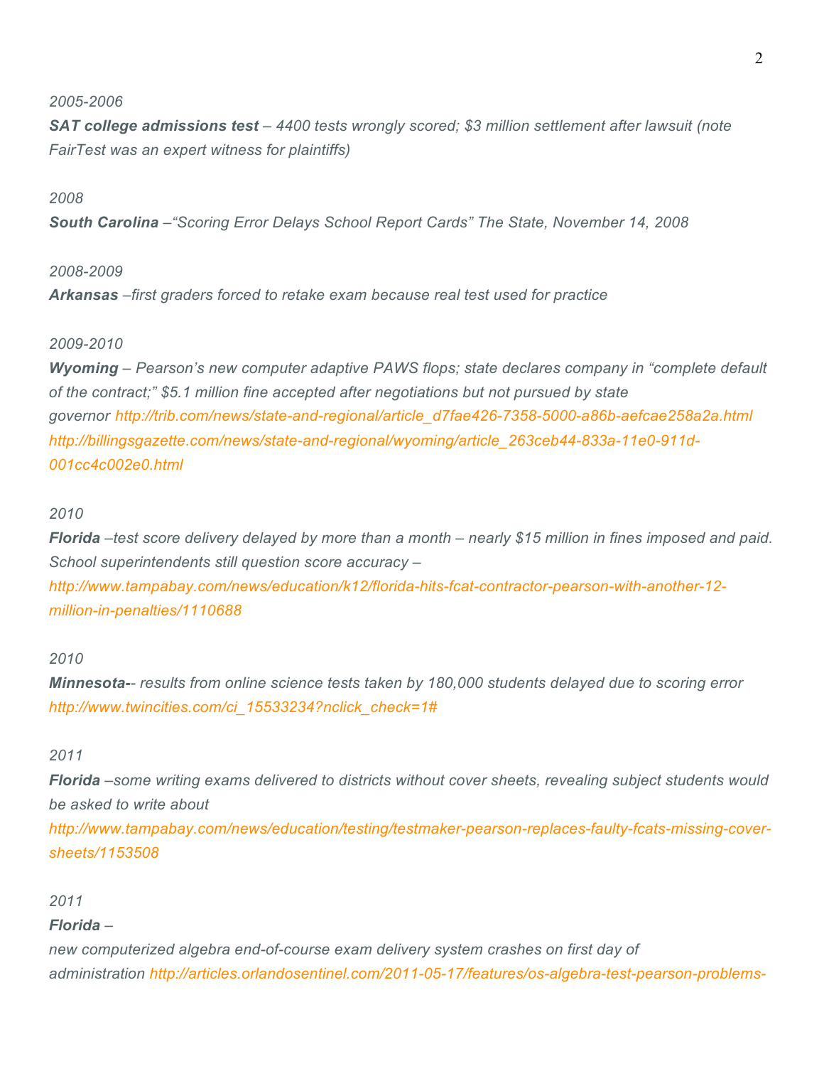*2005-2006*

***SAT college admissions test** – 4400 tests wrongly scored; $3 million settlement after lawsuit (note FairTest was an expert witness for plaintiffs)*

*2008*

***South Carolina** –"Scoring Error Delays School Report Cards" The State, November 14, 2008*

*2008-2009*

***Arkansas** –first graders forced to retake exam because real test used for practice*

*2009-2010*

***Wyoming** – Pearson's new computer adaptive PAWS flops; state declares company in "complete default of the contract;" $5.1 million fine accepted after negotiations but not pursued by state governor http://trib.com/news/state-and-regional/article_d7fae426-7358-5000-a86b-aefcae258a2a.html http://billingsgazette.com/news/state-and-regional/wyoming/article_263ceb44-833a-11e0-911d-001cc4c002e0.html*

*2010*

***Florida** –test score delivery delayed by more than a month – nearly $15 million in fines imposed and paid. School superintendents still question score accuracy – http://www.tampabay.com/news/education/k12/florida-hits-fcat-contractor-pearson-with-another-12-million-in-penalties/1110688*

*2010*

***Minnesota-**- results from online science tests taken by 180,000 students delayed due to scoring error http://www.twincities.com/ci_15533234?nclick_check=1#*

*2011*

***Florida** –some writing exams delivered to districts without cover sheets, revealing subject students would be asked to write about http://www.tampabay.com/news/education/testing/testmaker-pearson-replaces-faulty-fcats-missing-cover-sheets/1153508*

*2011*

***Florida** –*

*new computerized algebra end-of-course exam delivery system crashes on first day of administration http://articles.orlandosentinel.com/2011-05-17/features/os-algebra-test-pearson-problems-*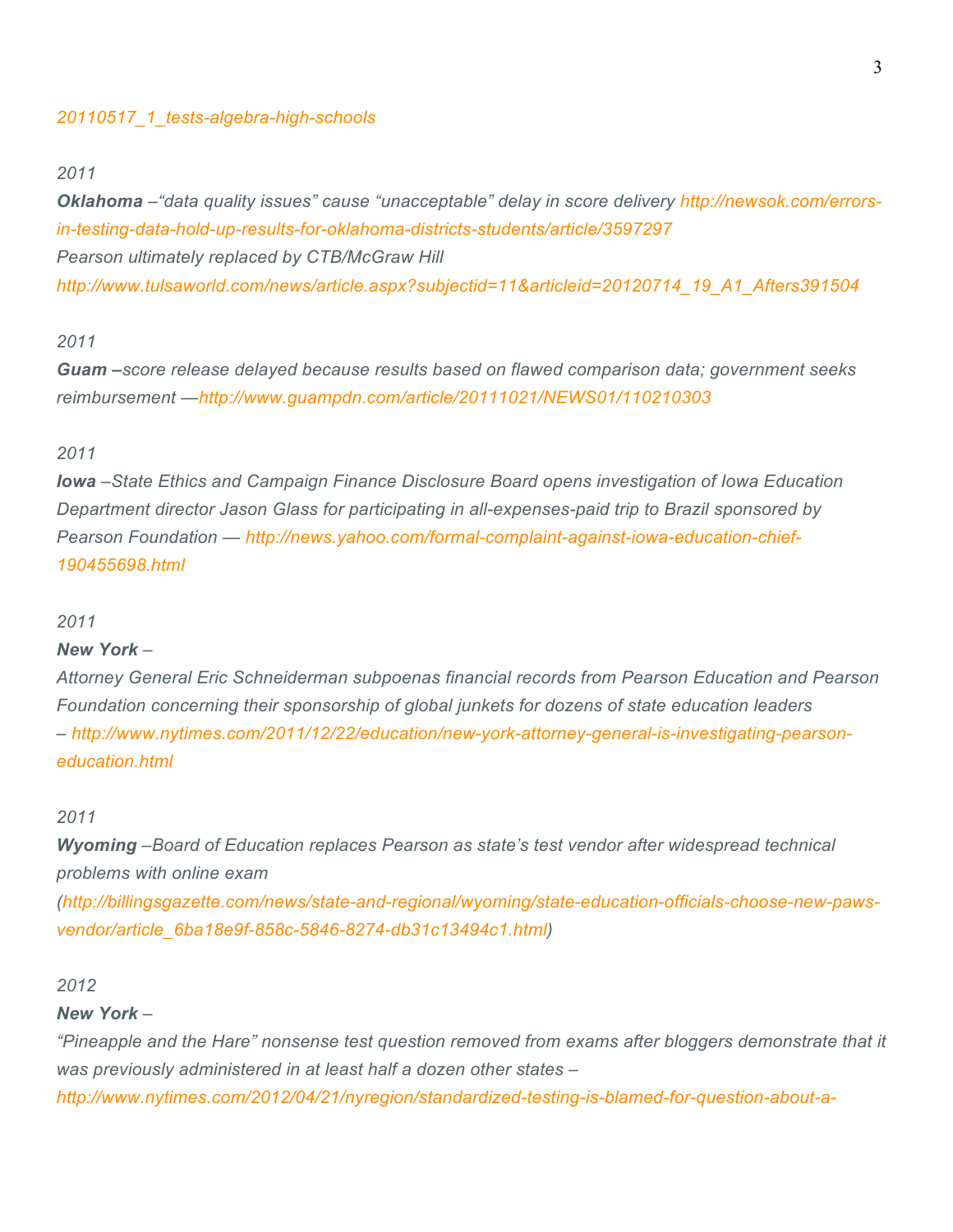*20110517_1_tests-algebra-high-schools*

*2011*
***Oklahoma** –"data quality issues" cause "unacceptable" delay in score delivery http://newsok.com/errors-in-testing-data-hold-up-results-for-oklahoma-districts-students/article/3597297*
*Pearson ultimately replaced by CTB/McGraw Hill*
*http://www.tulsaworld.com/news/article.aspx?subjectid=11&articleid=20120714_19_A1_Afters391504*

*2011*
***Guam –**score release delayed because results based on flawed comparison data; government seeks reimbursement —http://www.guampdn.com/article/20111021/NEWS01/110210303*

*2011*
***Iowa** –State Ethics and Campaign Finance Disclosure Board opens investigation of Iowa Education Department director Jason Glass for participating in all-expenses-paid trip to Brazil sponsored by Pearson Foundation — http://news.yahoo.com/formal-complaint-against-iowa-education-chief-190455698.html*

*2011*
***New York** –*
*Attorney General Eric Schneiderman subpoenas financial records from Pearson Education and Pearson Foundation concerning their sponsorship of global junkets for dozens of state education leaders – http://www.nytimes.com/2011/12/22/education/new-york-attorney-general-is-investigating-pearson-education.html*

*2011*
***Wyoming** –Board of Education replaces Pearson as state's test vendor after widespread technical problems with online exam (http://billingsgazette.com/news/state-and-regional/wyoming/state-education-officials-choose-new-paws-vendor/article_6ba18e9f-858c-5846-8274-db31c13494c1.html)*

*2012*
***New York** –*
*"Pineapple and the Hare" nonsense test question removed from exams after bloggers demonstrate that it was previously administered in at least half a dozen other states – http://www.nytimes.com/2012/04/21/nyregion/standardized-testing-is-blamed-for-question-about-a-*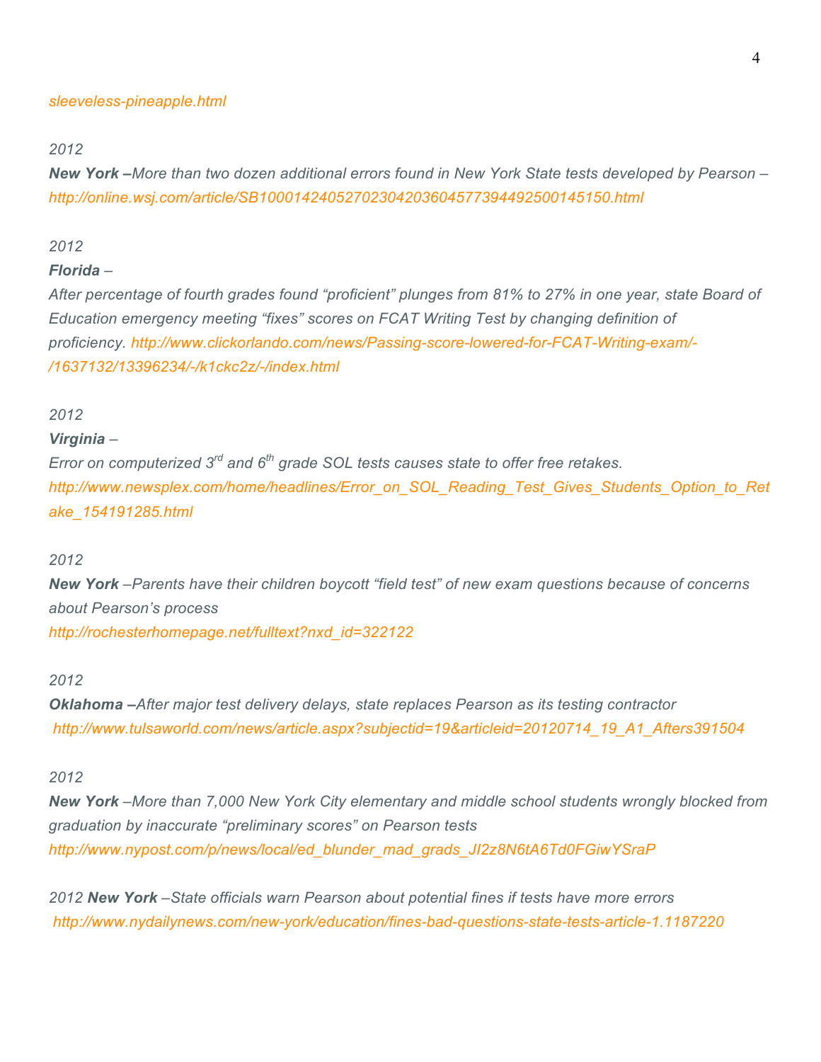*sleeveless-pineapple.html*

*2012*

***New York –***
*More than two dozen additional errors found in New York State tests developed by Pearson – http://online.wsj.com/article/SB10001424052702304203604577394492500145150.html*

*2012*

***Florida** –*

*After percentage of fourth grades found "proficient" plunges from 81% to 27% in one year, state Board of Education emergency meeting "fixes" scores on FCAT Writing Test by changing definition of proficiency. http://www.clickorlando.com/news/Passing-score-lowered-for-FCAT-Writing-exam/-/1637132/13396234/-/k1ckc2z/-/index.html*

*2012*

***Virginia** –*

*Error on computerized 3rd and 6th grade SOL tests causes state to offer free retakes. http://www.newsplex.com/home/headlines/Error_on_SOL_Reading_Test_Gives_Students_Option_to_Retake_154191285.html*

*2012*

***New York** –Parents have their children boycott "field test" of new exam questions because of concerns about Pearson's process*
*http://rochesterhomepage.net/fulltext?nxd_id=322122*

*2012*

***Oklahoma –***
*After major test delivery delays, state replaces Pearson as its testing contractor*
*http://www.tulsaworld.com/news/article.aspx?subjectid=19&articleid=20120714_19_A1_Afters391504*

*2012*

***New York** –More than 7,000 New York City elementary and middle school students wrongly blocked from graduation by inaccurate "preliminary scores" on Pearson tests*
*http://www.nypost.com/p/news/local/ed_blunder_mad_grads_JI2z8N6tA6Td0FGiwYSraP*

*2012* ***New York** –State officials warn Pearson about potential fines if tests have more errors*
*http://www.nydailynews.com/new-york/education/fines-bad-questions-state-tests-article-1.1187220*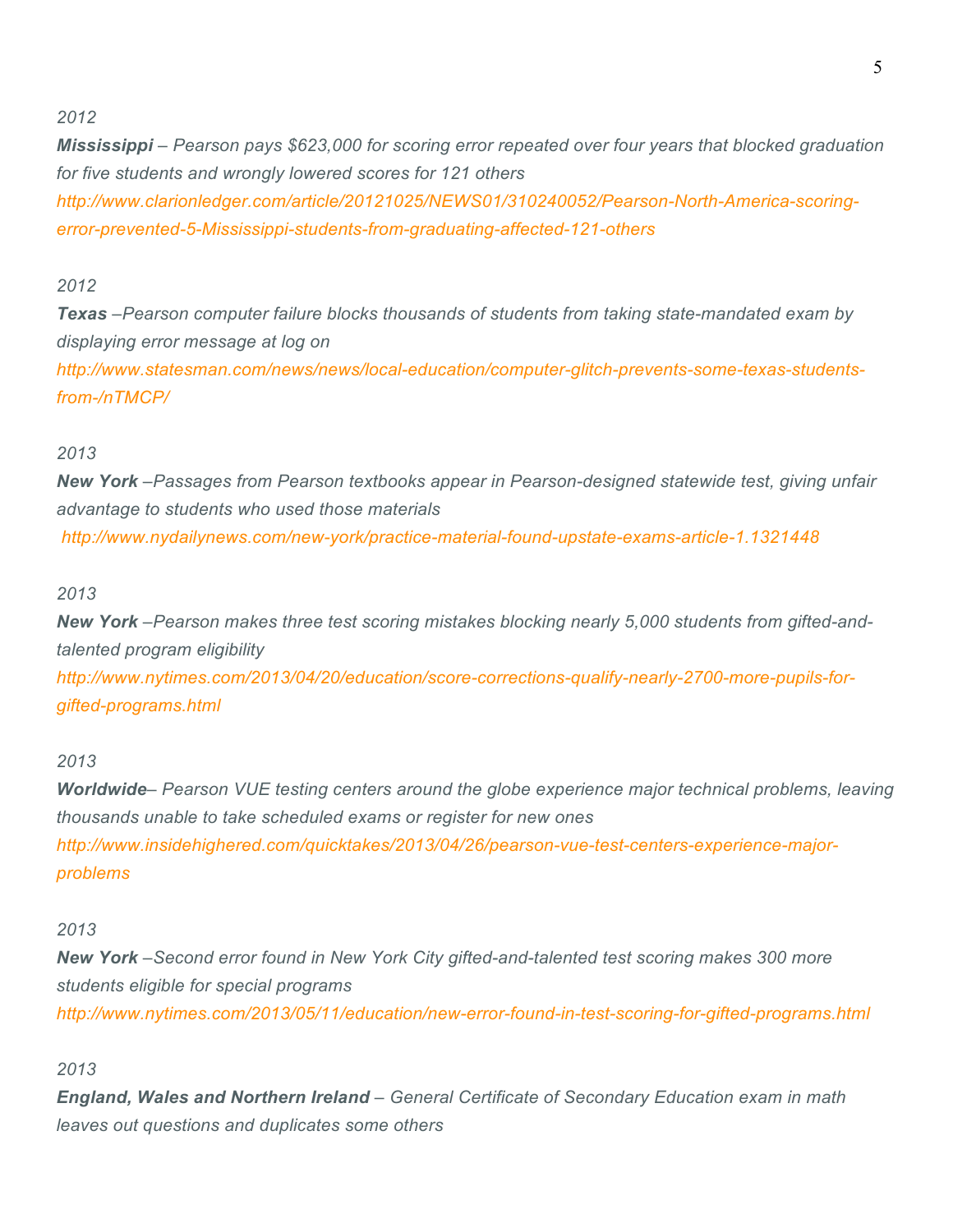*2012*

***Mississippi** – Pearson pays $623,000 for scoring error repeated over four years that blocked graduation for five students and wrongly lowered scores for 121 others*

*http://www.clarionledger.com/article/20121025/NEWS01/310240052/Pearson-North-America-scoring-error-prevented-5-Mississippi-students-from-graduating-affected-121-others*

*2012*

***Texas** –Pearson computer failure blocks thousands of students from taking state-mandated exam by displaying error message at log on*

*http://www.statesman.com/news/news/local-education/computer-glitch-prevents-some-texas-students-from-/nTMCP/*

*2013*

***New York** –Passages from Pearson textbooks appear in Pearson-designed statewide test, giving unfair advantage to students who used those materials*

*http://www.nydailynews.com/new-york/practice-material-found-upstate-exams-article-1.1321448*

*2013*

***New York** –Pearson makes three test scoring mistakes blocking nearly 5,000 students from gifted-and-talented program eligibility*

*http://www.nytimes.com/2013/04/20/education/score-corrections-qualify-nearly-2700-more-pupils-for-gifted-programs.html*

*2013*

***Worldwide**– Pearson VUE testing centers around the globe experience major technical problems, leaving thousands unable to take scheduled exams or register for new ones*

*http://www.insidehighered.com/quicktakes/2013/04/26/pearson-vue-test-centers-experience-major-problems*

*2013*

***New York** –Second error found in New York City gifted-and-talented test scoring makes 300 more students eligible for special programs*

*http://www.nytimes.com/2013/05/11/education/new-error-found-in-test-scoring-for-gifted-programs.html*

*2013*

***England, Wales and Northern Ireland** – General Certificate of Secondary Education exam in math leaves out questions and duplicates some others*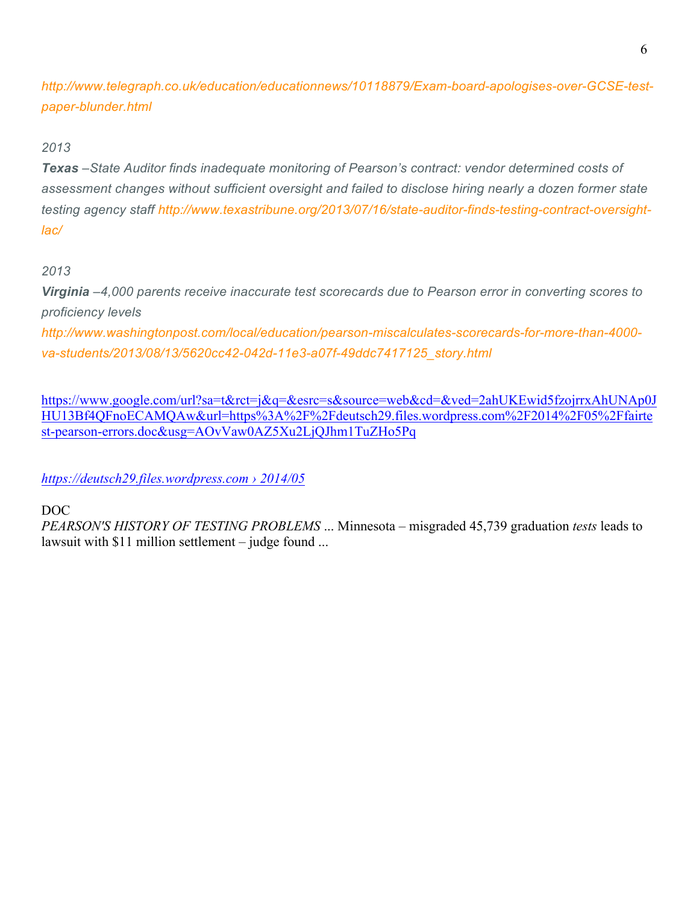*http://www.telegraph.co.uk/education/educationnews/10118879/Exam-board-apologises-over-GCSE-test-paper-blunder.html*

*2013*

***Texas** –State Auditor finds inadequate monitoring of Pearson's contract: vendor determined costs of assessment changes without sufficient oversight and failed to disclose hiring nearly a dozen former state testing agency staff http://www.texastribune.org/2013/07/16/state-auditor-finds-testing-contract-oversight-lac/*

*2013*

***Virginia** –4,000 parents receive inaccurate test scorecards due to Pearson error in converting scores to proficiency levels*
*http://www.washingtonpost.com/local/education/pearson-miscalculates-scorecards-for-more-than-4000-va-students/2013/08/13/5620cc42-042d-11e3-a07f-49ddc7417125_story.html*

https://www.google.com/url?sa=t&rct=j&q=&esrc=s&source=web&cd=&ved=2ahUKEwid5fzojrrxAhUNAp0JHU13Bf4QFnoECAMQAw&url=https%3A%2F%2Fdeutsch29.files.wordpress.com%2F2014%2F05%2Ffairtest-pearson-errors.doc&usg=AOvVaw0AZ5Xu2LjQJhm1TuZHo5Pq

*https://deutsch29.files.wordpress.com › 2014/05*

DOC
*PEARSON'S HISTORY OF TESTING PROBLEMS* ... Minnesota – misgraded 45,739 graduation *tests* leads to lawsuit with $11 million settlement – judge found ...